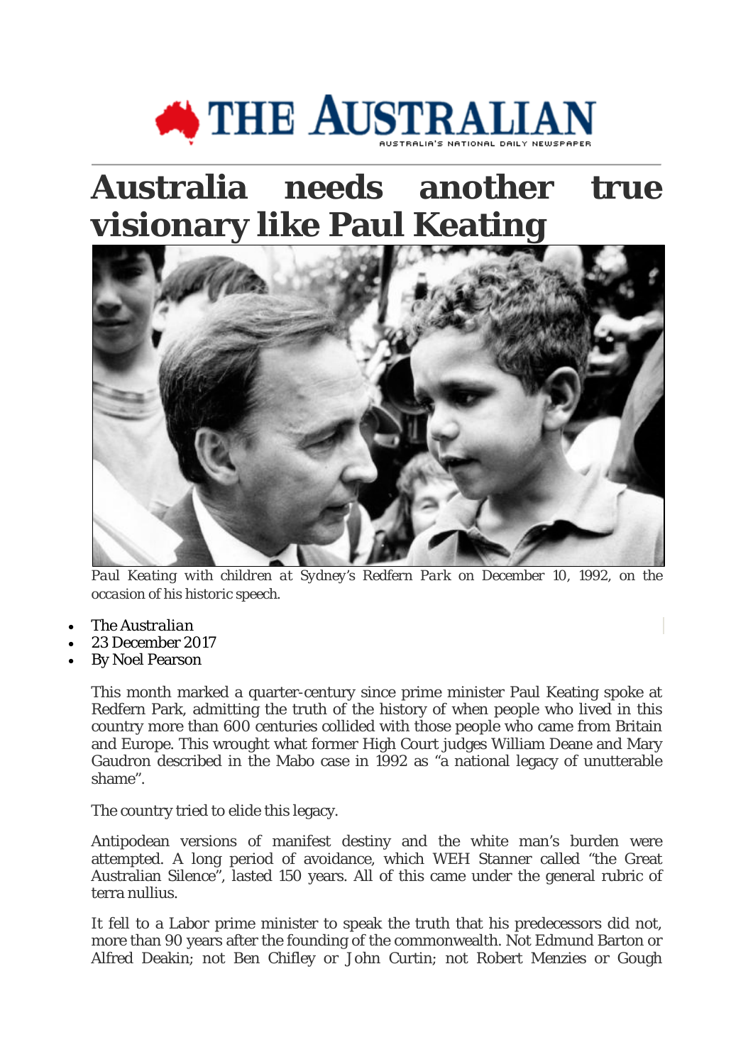# Australia needs another true visionary like Paul Keating

*Paul Keating with children at Sydney's Redfern Park on December 10, 1992, on the occasion of his historic speech.*

- *The Australian*
- 23 December 2017
- By Noel Pearson

This month marked a quarter-century since prime minister Paul Keating spoke at Redfern Park, admitting the truth of the history of when people who lived in this country more than 600 centuries collided with those people who came from Britain and Europe. This wrought what former High Court judges William Deane and Mary Gaudron described in the Mabo case in 1992 as "a national legacy of unutterable shame".

The country tried to elide this legacy.

Antipodean versions of manifest destiny and the white man's burden were attempted. A long period of avoidance, which WEH Stanner called "the Great Australian Silence", lasted 150 years. All of this came under the general rubric of terra nullius.

It fell to a Labor prime minister to speak the truth that his predecessors did not, more than 90 years after the founding of the commonwealth. Not Edmund Barton or Alfred Deakin; not Ben Chifley or John Curtin; not Robert Menzies or Gough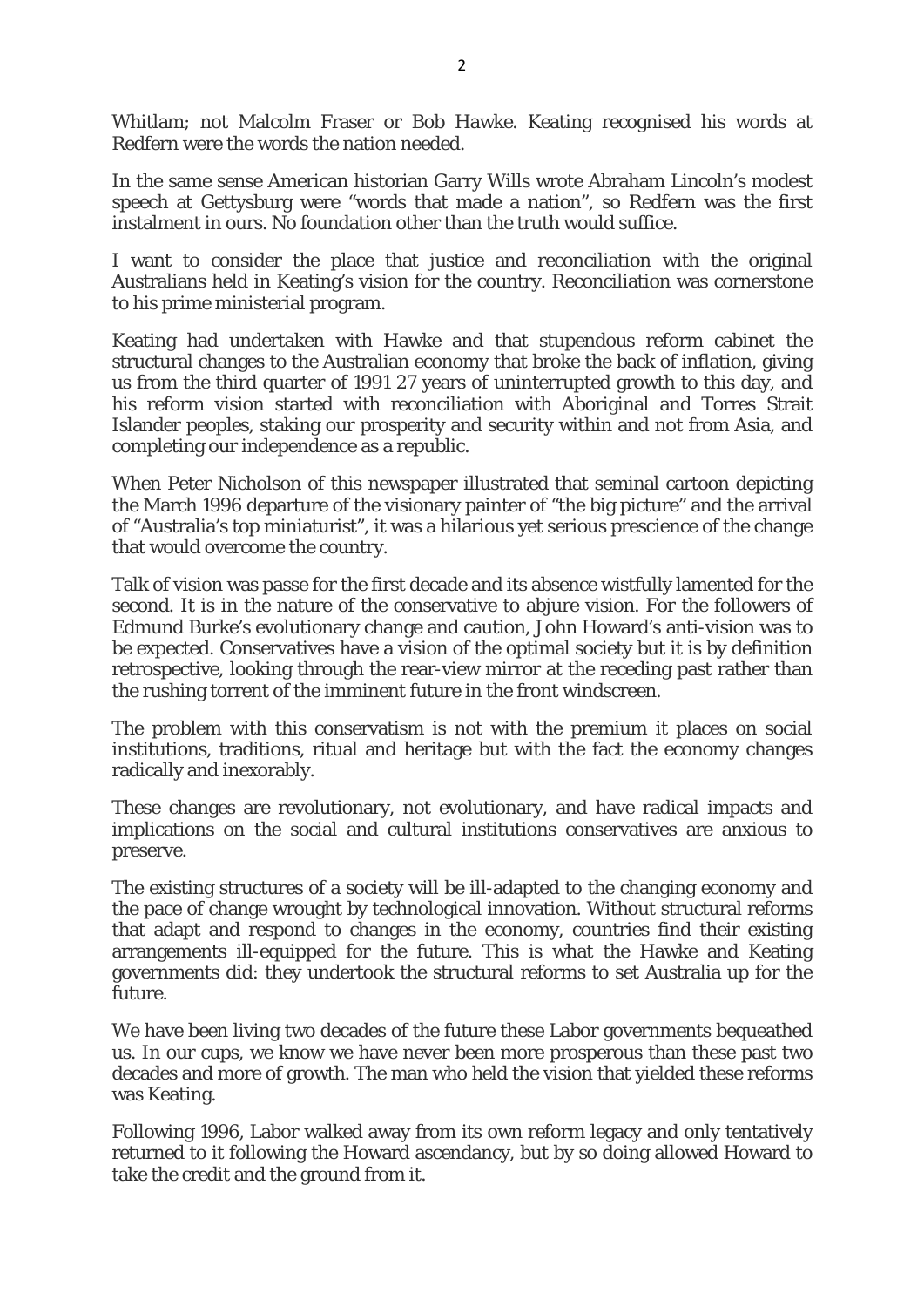Whitlam; not Malcolm Fraser or Bob Hawke. Keating recognised his words at Redfern were the words the nation needed.

In the same sense American historian Garry Wills wrote Abraham Lincoln's modest speech at Gettysburg were "words that made a nation", so Redfern was the first instalment in ours. No foundation other than the truth would suffice.

I want to consider the place that justice and reconciliation with the original Australians held in Keating's vision for the country. Reconciliation was cornerstone to his prime ministerial program.

Keating had undertaken with Hawke and that stupendous reform cabinet the structural changes to the Australian economy that broke the back of inflation, giving us from the third quarter of 1991 27 years of uninterrupted growth to this day, and his reform vision started with reconciliation with Aboriginal and Torres Strait Islander peoples, staking our prosperity and security within and not from Asia, and completing our independence as a republic.

When Peter Nicholson of this newspaper illustrated that seminal cartoon depicting the March 1996 departure of the visionary painter of "the big picture" and the arrival of "Australia's top miniaturist", it was a hilarious yet serious prescience of the change that would overcome the country.

Talk of vision was passe for the first decade and its absence wistfully lamented for the second. It is in the nature of the conservative to abjure vision. For the followers of Edmund Burke's evolutionary change and caution, John Howard's anti-vision was to be expected. Conservatives have a vision of the optimal society but it is by definition retrospective, looking through the rear-view mirror at the receding past rather than the rushing torrent of the imminent future in the front windscreen.

The problem with this conservatism is not with the premium it places on social institutions, traditions, ritual and heritage but with the fact the economy changes radically and inexorably.

These changes are revolutionary, not evolutionary, and have radical impacts and implications on the social and cultural institutions conservatives are anxious to preserve.

The existing structures of a society will be ill-adapted to the changing economy and the pace of change wrought by technological innovation. Without structural reforms that adapt and respond to changes in the economy, countries find their existing arrangements ill-equipped for the future. This is what the Hawke and Keating governments did: they undertook the structural reforms to set Australia up for the future.

We have been living two decades of the future these Labor governments bequeathed us. In our cups, we know we have never been more prosperous than these past two decades and more of growth. The man who held the vision that yielded these reforms was Keating.

Following 1996, Labor walked away from its own reform legacy and only tentatively returned to it following the Howard ascendancy, but by so doing allowed Howard to take the credit and the ground from it.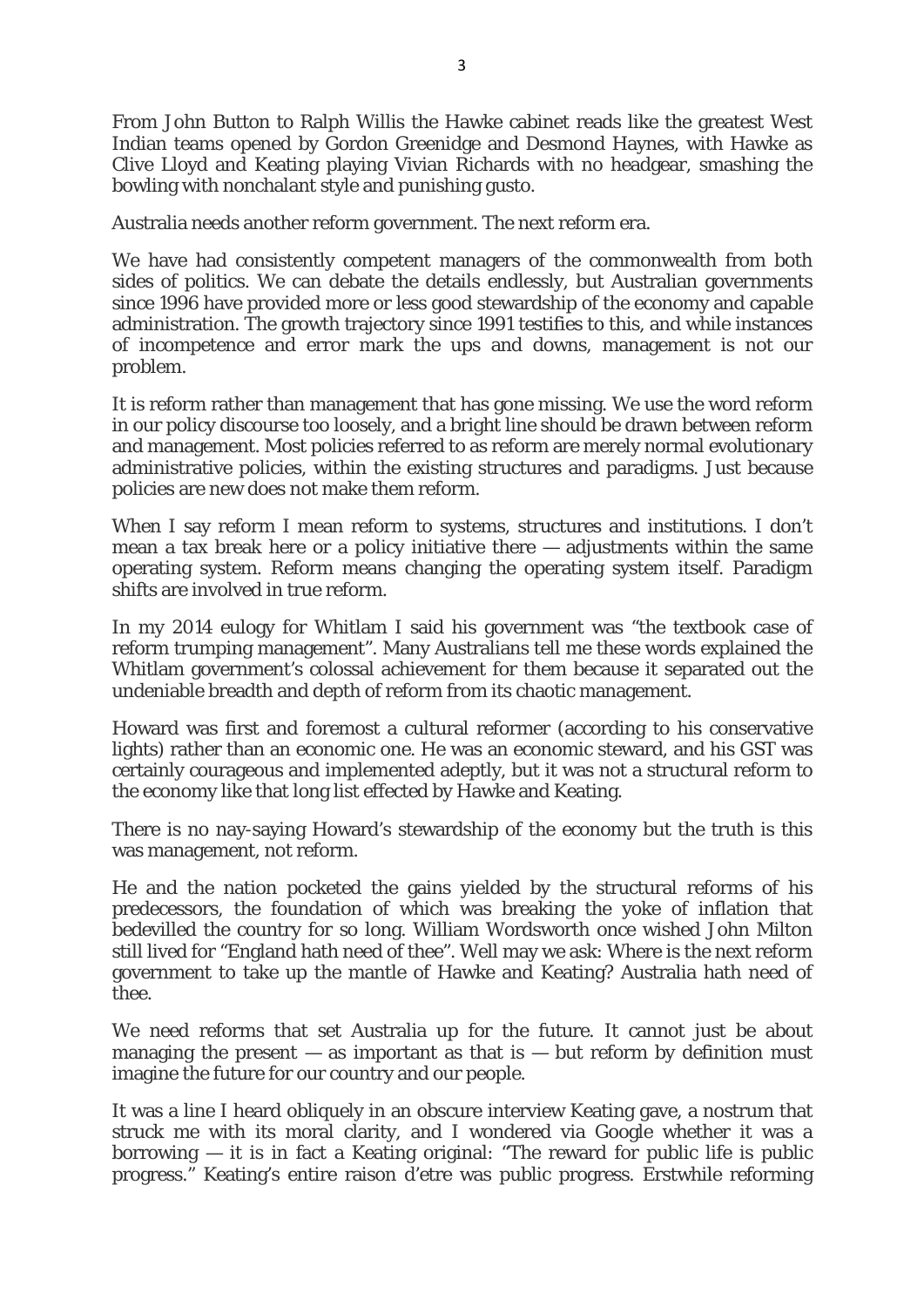From John Button to Ralph Willis the Hawke cabinet reads like the greatest West Indian teams opened by Gordon Greenidge and Desmond Haynes, with Hawke as Clive Lloyd and Keating playing Vivian Richards with no headgear, smashing the bowling with nonchalant style and punishing gusto.

Australia needs another reform government. The next reform era.

We have had consistently competent managers of the commonwealth from both sides of politics. We can debate the details endlessly, but Australian governments since 1996 have provided more or less good stewardship of the economy and capable administration. The growth trajectory since 1991 testifies to this, and while instances of incompetence and error mark the ups and downs, management is not our problem.

It is reform rather than management that has gone missing. We use the word reform in our policy discourse too loosely, and a bright line should be drawn between reform and management. Most policies referred to as reform are merely normal evolutionary administrative policies, within the existing structures and paradigms. Just because policies are new does not make them reform.

When I say reform I mean reform to systems, structures and institutions. I don't mean a tax break here or a policy initiative there — adjustments within the same operating system. Reform means changing the operating system itself. Paradigm shifts are involved in true reform.

In my 2014 eulogy for Whitlam I said his government was "the textbook case of reform trumping management". Many Australians tell me these words explained the Whitlam government's colossal achievement for them because it separated out the undeniable breadth and depth of reform from its chaotic management.

Howard was first and foremost a cultural reformer (according to his conservative lights) rather than an economic one. He was an economic steward, and his GST was certainly courageous and implemented adeptly, but it was not a structural reform to the economy like that long list effected by Hawke and Keating.

There is no nay-saying Howard's stewardship of the economy but the truth is this was management, not reform.

He and the nation pocketed the gains yielded by the structural reforms of his predecessors, the foundation of which was breaking the yoke of inflation that bedevilled the country for so long. William Wordsworth once wished John Milton still lived for "England hath need of thee". Well may we ask: Where is the next reform government to take up the mantle of Hawke and Keating? Australia hath need of thee.

We need reforms that set Australia up for the future. It cannot just be about managing the present — as important as that is — but reform by definition must imagine the future for our country and our people.

It was a line I heard obliquely in an obscure interview Keating gave, a nostrum that struck me with its moral clarity, and I wondered via Google whether it was a borrowing — it is in fact a Keating original: "The reward for public life is public progress." Keating's entire raison d'etre was public progress. Erstwhile reforming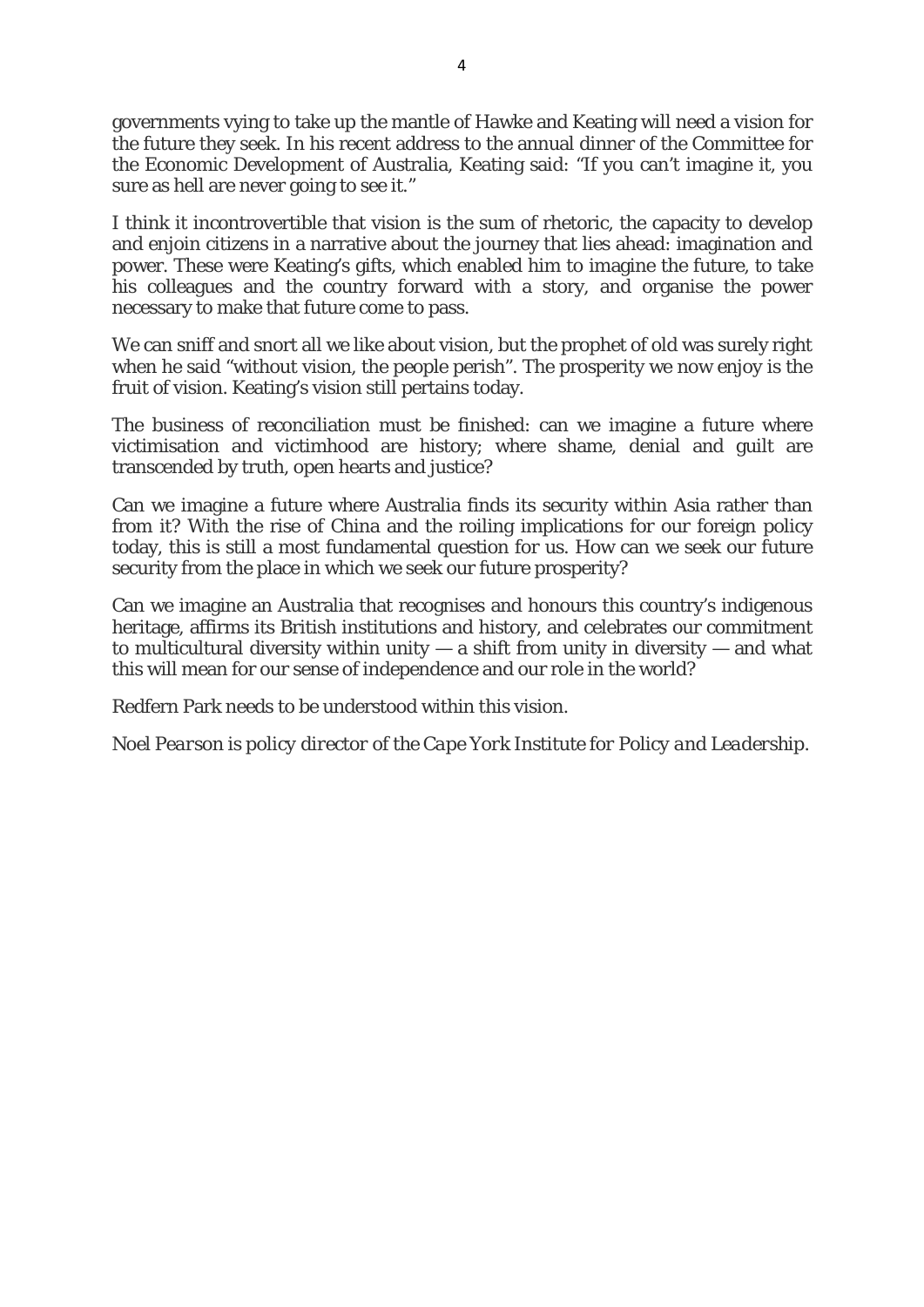governments vying to take up the mantle of Hawke and Keating will need a vision for the future they seek. In his recent address to the annual dinner of the Committee for the Economic Development of Australia, Keating said: "If you can't imagine it, you sure as hell are never going to see it."

I think it incontrovertible that vision is the sum of rhetoric, the capacity to develop and enjoin citizens in a narrative about the journey that lies ahead: imagination and power. These were Keating's gifts, which enabled him to imagine the future, to take his colleagues and the country forward with a story, and organise the power necessary to make that future come to pass.

We can sniff and snort all we like about vision, but the prophet of old was surely right when he said "without vision, the people perish". The prosperity we now enjoy is the fruit of vision. Keating's vision still pertains today.

The business of reconciliation must be finished: can we imagine a future where victimisation and victimhood are history; where shame, denial and guilt are transcended by truth, open hearts and justice?

Can we imagine a future where Australia finds its security within Asia rather than from it? With the rise of China and the roiling implications for our foreign policy today, this is still a most fundamental question for us. How can we seek our future security from the place in which we seek our future prosperity?

Can we imagine an Australia that recognises and honours this country's indigenous heritage, affirms its British institutions and history, and celebrates our commitment to multicultural diversity within unity — a shift from unity in diversity — and what this will mean for our sense of independence and our role in the world?

Redfern Park needs to be understood within this vision.

*Noel Pearson is policy director of the Cape York Institute for Policy and Leadership.*